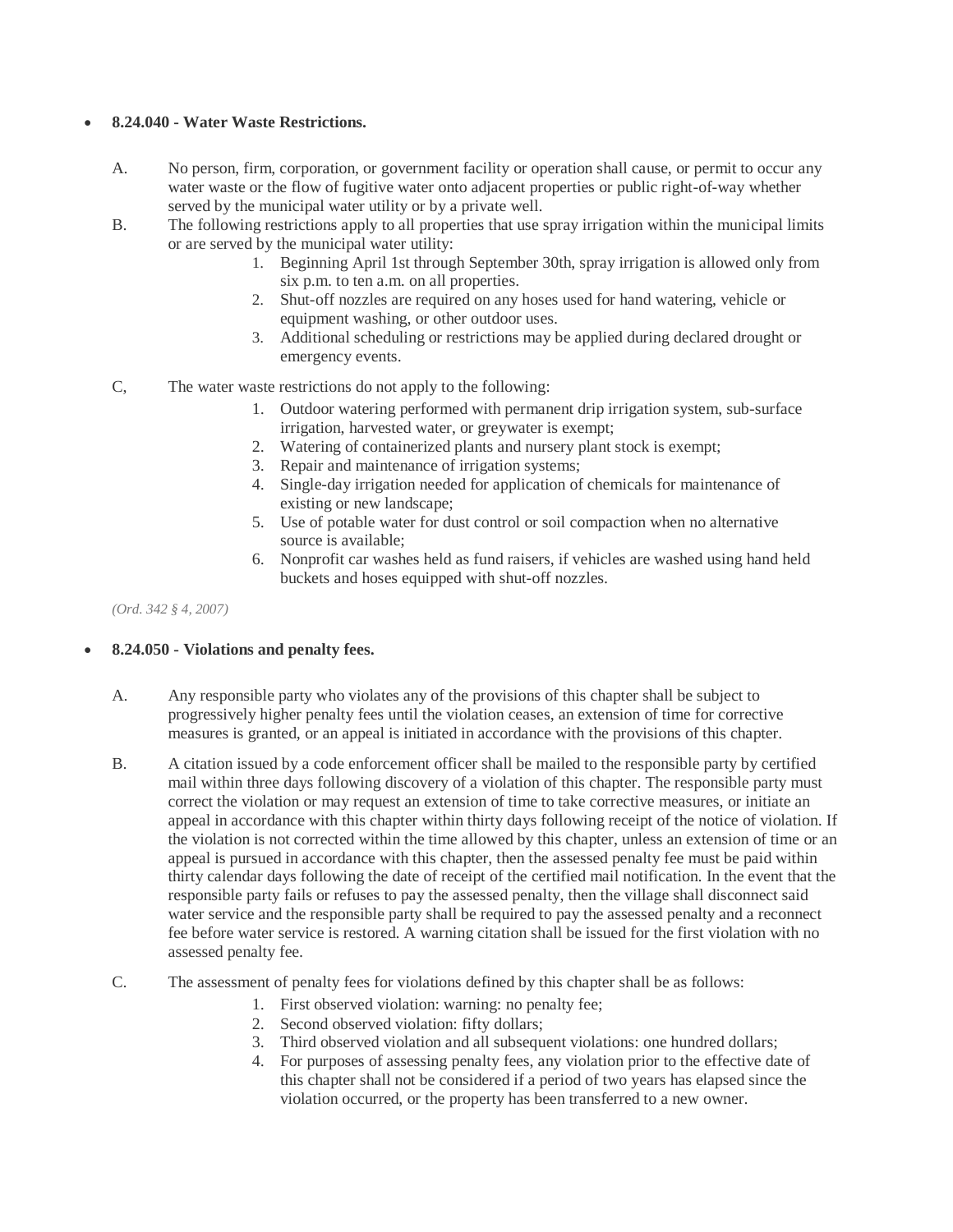- **8.24.040 - Water Waste Restrictions.**

A. No person, firm, corporation, or government facility or operation shall cause, or permit to occur any water waste or the flow of fugitive water onto adjacent properties or public right-of-way whether served by the municipal water utility or by a private well.

B. The following restrictions apply to all properties that use spray irrigation within the municipal limits or are served by the municipal water utility:

1. Beginning April 1st through September 30th, spray irrigation is allowed only from six p.m. to ten a.m. on all properties.
2. Shut-off nozzles are required on any hoses used for hand watering, vehicle or equipment washing, or other outdoor uses.
3. Additional scheduling or restrictions may be applied during declared drought or emergency events.

C, The water waste restrictions do not apply to the following:

1. Outdoor watering performed with permanent drip irrigation system, sub-surface irrigation, harvested water, or greywater is exempt;
2. Watering of containerized plants and nursery plant stock is exempt;
3. Repair and maintenance of irrigation systems;
4. Single-day irrigation needed for application of chemicals for maintenance of existing or new landscape;
5. Use of potable water for dust control or soil compaction when no alternative source is available;
6. Nonprofit car washes held as fund raisers, if vehicles are washed using hand held buckets and hoses equipped with shut-off nozzles.

*(Ord. 342 § 4, 2007)*

- **8.24.050 - Violations and penalty fees.**

A. Any responsible party who violates any of the provisions of this chapter shall be subject to progressively higher penalty fees until the violation ceases, an extension of time for corrective measures is granted, or an appeal is initiated in accordance with the provisions of this chapter.

B. A citation issued by a code enforcement officer shall be mailed to the responsible party by certified mail within three days following discovery of a violation of this chapter. The responsible party must correct the violation or may request an extension of time to take corrective measures, or initiate an appeal in accordance with this chapter within thirty days following receipt of the notice of violation. If the violation is not corrected within the time allowed by this chapter, unless an extension of time or an appeal is pursued in accordance with this chapter, then the assessed penalty fee must be paid within thirty calendar days following the date of receipt of the certified mail notification. In the event that the responsible party fails or refuses to pay the assessed penalty, then the village shall disconnect said water service and the responsible party shall be required to pay the assessed penalty and a reconnect fee before water service is restored. A warning citation shall be issued for the first violation with no assessed penalty fee.

C. The assessment of penalty fees for violations defined by this chapter shall be as follows:

1. First observed violation: warning: no penalty fee;
2. Second observed violation: fifty dollars;
3. Third observed violation and all subsequent violations: one hundred dollars;
4. For purposes of assessing penalty fees, any violation prior to the effective date of this chapter shall not be considered if a period of two years has elapsed since the violation occurred, or the property has been transferred to a new owner.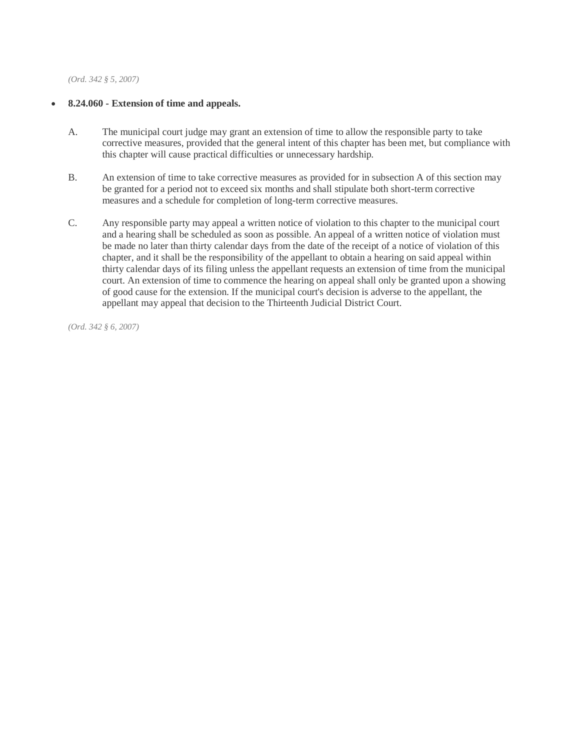*(Ord. 342 § 5, 2007)*

- **8.24.060 - Extension of time and appeals.**

A. The municipal court judge may grant an extension of time to allow the responsible party to take corrective measures, provided that the general intent of this chapter has been met, but compliance with this chapter will cause practical difficulties or unnecessary hardship.

B. An extension of time to take corrective measures as provided for in subsection A of this section may be granted for a period not to exceed six months and shall stipulate both short-term corrective measures and a schedule for completion of long-term corrective measures.

C. Any responsible party may appeal a written notice of violation to this chapter to the municipal court and a hearing shall be scheduled as soon as possible. An appeal of a written notice of violation must be made no later than thirty calendar days from the date of the receipt of a notice of violation of this chapter, and it shall be the responsibility of the appellant to obtain a hearing on said appeal within thirty calendar days of its filing unless the appellant requests an extension of time from the municipal court. An extension of time to commence the hearing on appeal shall only be granted upon a showing of good cause for the extension. If the municipal court's decision is adverse to the appellant, the appellant may appeal that decision to the Thirteenth Judicial District Court.

*(Ord. 342 § 6, 2007)*